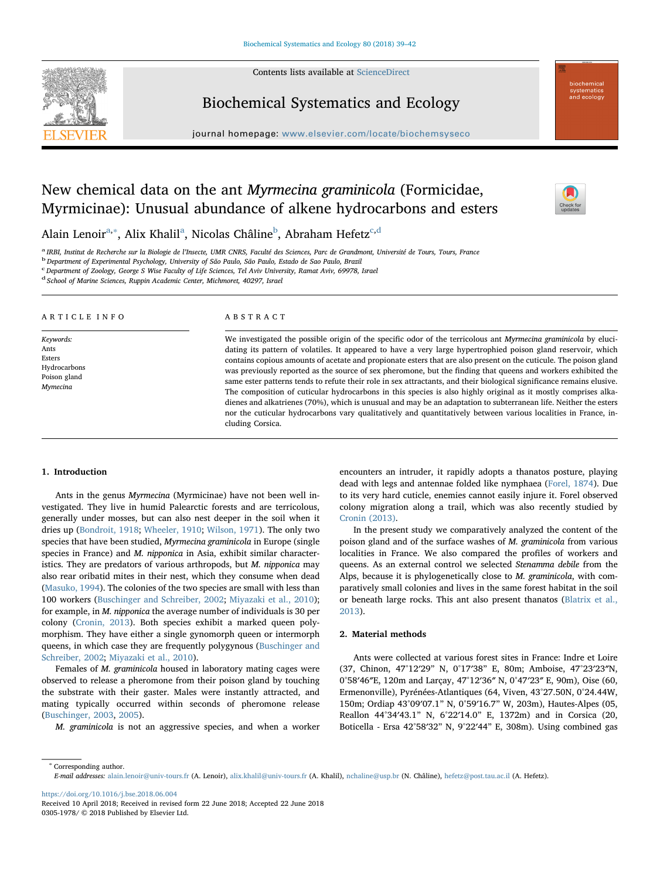# New chemical data on the ant *Myrmecina graminicola* (Formicidae, Myrmicinae): Unusual abundance of alkene hydrocarbons and esters

Alain Lenoir[a,*], Alix Khalil[a], Nicolas Châline[b], Abraham Hefetz[c,d]

[a] IRBI, Institut de Recherche sur la Biologie de l'Insecte, UMR CNRS, Faculté des Sciences, Parc de Grandmont, Université de Tours, Tours, France
[b] Department of Experimental Psychology, University of São Paulo, São Paulo, Estado de Sao Paulo, Brazil
[c] Department of Zoology, George S Wise Faculty of Life Sciences, Tel Aviv University, Ramat Aviv, 69978, Israel
[d] School of Marine Sciences, Ruppin Academic Center, Michmoret, 40297, Israel

## ARTICLE INFO

*Keywords:*
Ants
Esters
Hydrocarbons
Poison gland
*Mymecina*

## ABSTRACT

We investigated the possible origin of the specific odor of the terricolous ant *Myrmecina graminicola* by elucidating its pattern of volatiles. It appeared to have a very large hypertrophied poison gland reservoir, which contains copious amounts of acetate and propionate esters that are also present on the cuticule. The poison gland was previously reported as the source of sex pheromone, but the finding that queens and workers exhibited the same ester patterns tends to refute their role in sex attractants, and their biological significance remains elusive. The composition of cuticular hydrocarbons in this species is also highly original as it mostly comprises alkadienes and alkatrienes (70%), which is unusual and may be an adaptation to subterranean life. Neither the esters nor the cuticular hydrocarbons vary qualitatively and quantitatively between various localities in France, including Corsica.

## 1. Introduction

Ants in the genus *Myrmecina* (Myrmicinae) have not been well investigated. They live in humid Palearctic forests and are terricolous, generally under mosses, but can also nest deeper in the soil when it dries up (Bondroit, 1918; Wheeler, 1910; Wilson, 1971). The only two species that have been studied, *Myrmecina graminicola* in Europe (single species in France) and *M. nipponica* in Asia, exhibit similar characteristics. They are predators of various arthropods, but *M. nipponica* may also rear oribatid mites in their nest, which they consume when dead (Masuko, 1994). The colonies of the two species are small with less than 100 workers (Buschinger and Schreiber, 2002; Miyazaki et al., 2010); for example, in *M. nipponica* the average number of individuals is 30 per colony (Cronin, 2013). Both species exhibit a marked queen polymorphism. They have either a single gynomorph queen or intermorph queens, in which case they are frequently polygynous (Buschinger and Schreiber, 2002; Miyazaki et al., 2010).

Females of *M. graminicola* housed in laboratory mating cages were observed to release a pheromone from their poison gland by touching the substrate with their gaster. Males were instantly attracted, and mating typically occurred within seconds of pheromone release (Buschinger, 2003, 2005).

*M. graminicola* is not an aggressive species, and when a worker encounters an intruder, it rapidly adopts a thanatos posture, playing dead with legs and antennae folded like nymphaea (Forel, 1874). Due to its very hard cuticle, enemies cannot easily injure it. Forel observed colony migration along a trail, which was also recently studied by Cronin (2013).

In the present study we comparatively analyzed the content of the poison gland and of the surface washes of *M. graminicola* from various localities in France. We also compared the profiles of workers and queens. As an external control we selected *Stenamma debile* from the Alps, because it is phylogenetically close to *M. graminicola*, with comparatively small colonies and lives in the same forest habitat in the soil or beneath large rocks. This ant also present thanatos (Blatrix et al., 2013).

## 2. Material methods

Ants were collected at various forest sites in France: Indre et Loire (37, Chinon, 47°12′29" N, 0°17′38" E, 80m; Amboise, 47°23′23″N, 0°58′46″E, 120m and Larçay, 47°12′36″ N, 0°47′23″ E, 90m), Oise (60, Ermenonville), Pyrénées-Atlantiques (64, Viven, 43°27.50N, 0°24.44W, 150m; Ordiap 43°09′07.1" N, 0°59′16.7" W, 203m), Hautes-Alpes (05, Reallon 44°34′43.1" N, 6°22′14.0" E, 1372m) and in Corsica (20, Boticella - Ersa 42°58′32" N, 9°22′44" E, 308m). Using combined gas

---

* Corresponding author.
*E-mail addresses:* alain.lenoir@univ-tours.fr (A. Lenoir), alix.khalil@univ-tours.fr (A. Khalil), nchaline@usp.br (N. Châline), hefetz@post.tau.ac.il (A. Hefetz).

https://doi.org/10.1016/j.bse.2018.06.004
Received 10 April 2018; Received in revised form 22 June 2018; Accepted 22 June 2018
0305-1978/ © 2018 Published by Elsevier Ltd.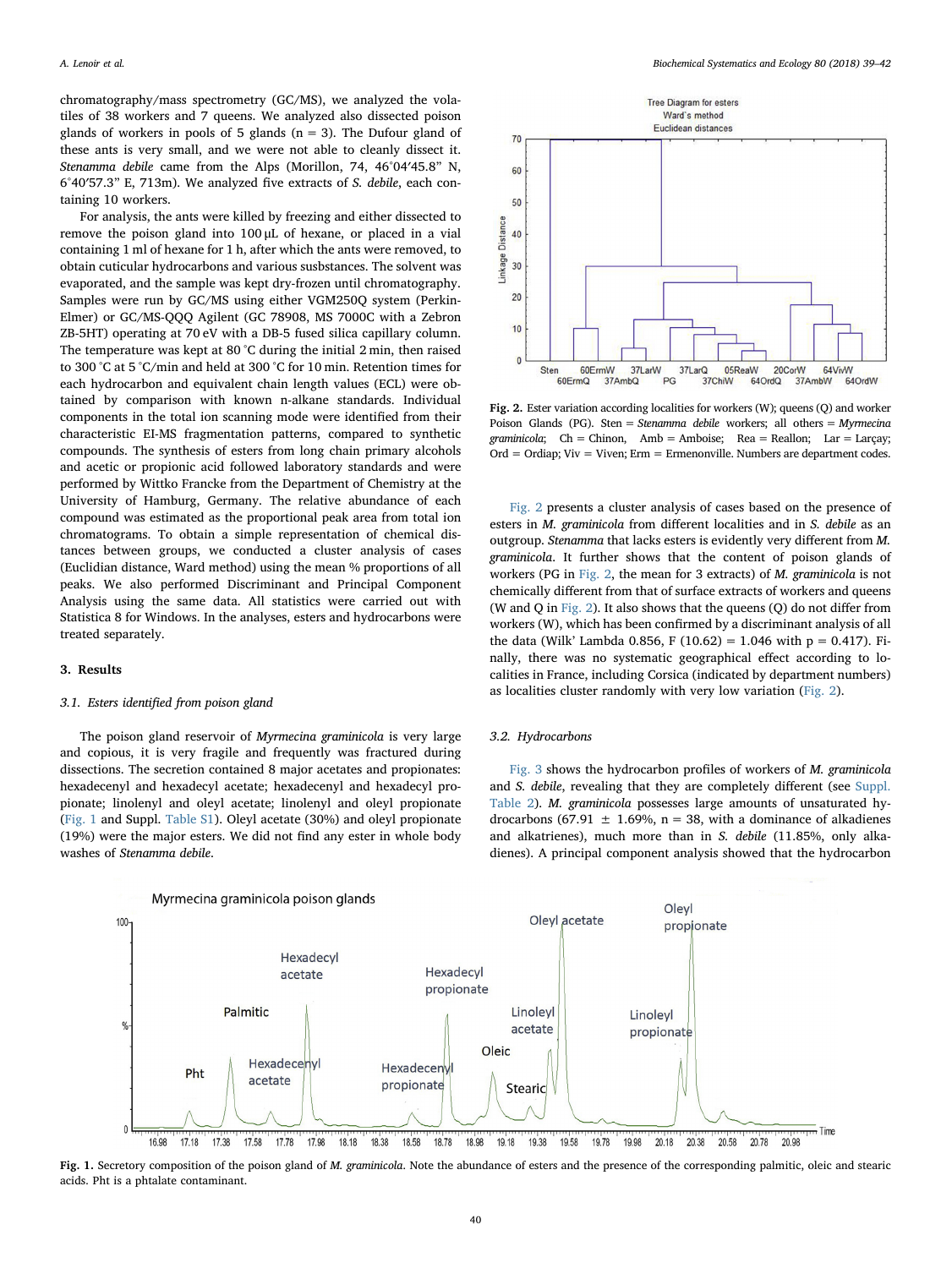chromatography/mass spectrometry (GC/MS), we analyzed the volatiles of 38 workers and 7 queens. We analyzed also dissected poison glands of workers in pools of 5 glands (n = 3). The Dufour gland of these ants is very small, and we were not able to cleanly dissect it. *Stenamma debile* came from the Alps (Morillon, 74, 46°04′45.8" N, 6°40′57.3" E, 713m). We analyzed five extracts of *S. debile*, each containing 10 workers.

For analysis, the ants were killed by freezing and either dissected to remove the poison gland into 100 µL of hexane, or placed in a vial containing 1 ml of hexane for 1 h, after which the ants were removed, to obtain cuticular hydrocarbons and various susbstances. The solvent was evaporated, and the sample was kept dry-frozen until chromatography. Samples were run by GC/MS using either VGM250Q system (Perkin-Elmer) or GC/MS-QQQ Agilent (GC 78908, MS 7000C with a Zebron ZB-5HT) operating at 70 eV with a DB-5 fused silica capillary column. The temperature was kept at 80 °C during the initial 2 min, then raised to 300 °C at 5 °C/min and held at 300 °C for 10 min. Retention times for each hydrocarbon and equivalent chain length values (ECL) were obtained by comparison with known n-alkane standards. Individual components in the total ion scanning mode were identified from their characteristic EI-MS fragmentation patterns, compared to synthetic compounds. The synthesis of esters from long chain primary alcohols and acetic or propionic acid followed laboratory standards and were performed by Wittko Francke from the Department of Chemistry at the University of Hamburg, Germany. The relative abundance of each compound was estimated as the proportional peak area from total ion chromatograms. To obtain a simple representation of chemical distances between groups, we conducted a cluster analysis of cases (Euclidian distance, Ward method) using the mean % proportions of all peaks. We also performed Discriminant and Principal Component Analysis using the same data. All statistics were carried out with Statistica 8 for Windows. In the analyses, esters and hydrocarbons were treated separately.

## 3. Results

### 3.1. Esters identified from poison gland

The poison gland reservoir of *Myrmecina graminicola* is very large and copious, it is very fragile and frequently was fractured during dissections. The secretion contained 8 major acetates and propionates: hexadecenyl and hexadecyl acetate; hexadecenyl and hexadecyl propionate; linolenyl and oleyl acetate; linolenyl and oleyl propionate (Fig. 1 and Suppl. Table S1). Oleyl acetate (30%) and oleyl propionate (19%) were the major esters. We did not find any ester in whole body washes of *Stenamma debile*.

Fig. 2. Ester variation according localities for workers (W); queens (Q) and worker Poison Glands (PG). Sten = *Stenamma debile* workers; all others = *Myrmecina graminicola*; Ch = Chinon, Amb = Amboise; Rea = Reallon; Lar = Larçay; Ord = Ordiap; Viv = Viven; Erm = Ermenonville. Numbers are department codes.

Fig. 2 presents a cluster analysis of cases based on the presence of esters in *M. graminicola* from different localities and in *S. debile* as an outgroup. *Stenamma* that lacks esters is evidently very different from *M. graminicola*. It further shows that the content of poison glands of workers (PG in Fig. 2, the mean for 3 extracts) of *M. graminicola* is not chemically different from that of surface extracts of workers and queens (W and Q in Fig. 2). It also shows that the queens (Q) do not differ from workers (W), which has been confirmed by a discriminant analysis of all the data (Wilk' Lambda 0.856, $F_{(10.62)} = 1.046$ with $p = 0.417$). Finally, there was no systematic geographical effect according to localities in France, including Corsica (indicated by department numbers) as localities cluster randomly with very low variation (Fig. 2).

### 3.2. Hydrocarbons

Fig. 3 shows the hydrocarbon profiles of workers of *M. graminicola* and *S. debile*, revealing that they are completely different (see Suppl. Table 2). *M. graminicola* possesses large amounts of unsaturated hydrocarbons (67.91 ± 1.69%, n = 38, with a dominance of alkadienes and alkatrienes), much more than in *S. debile* (11.85%, only alkadienes). A principal component analysis showed that the hydrocarbon

Fig. 1. Secretory composition of the poison gland of *M. graminicola*. Note the abundance of esters and the presence of the corresponding palmitic, oleic and stearic acids. Pht is a phtalate contaminant.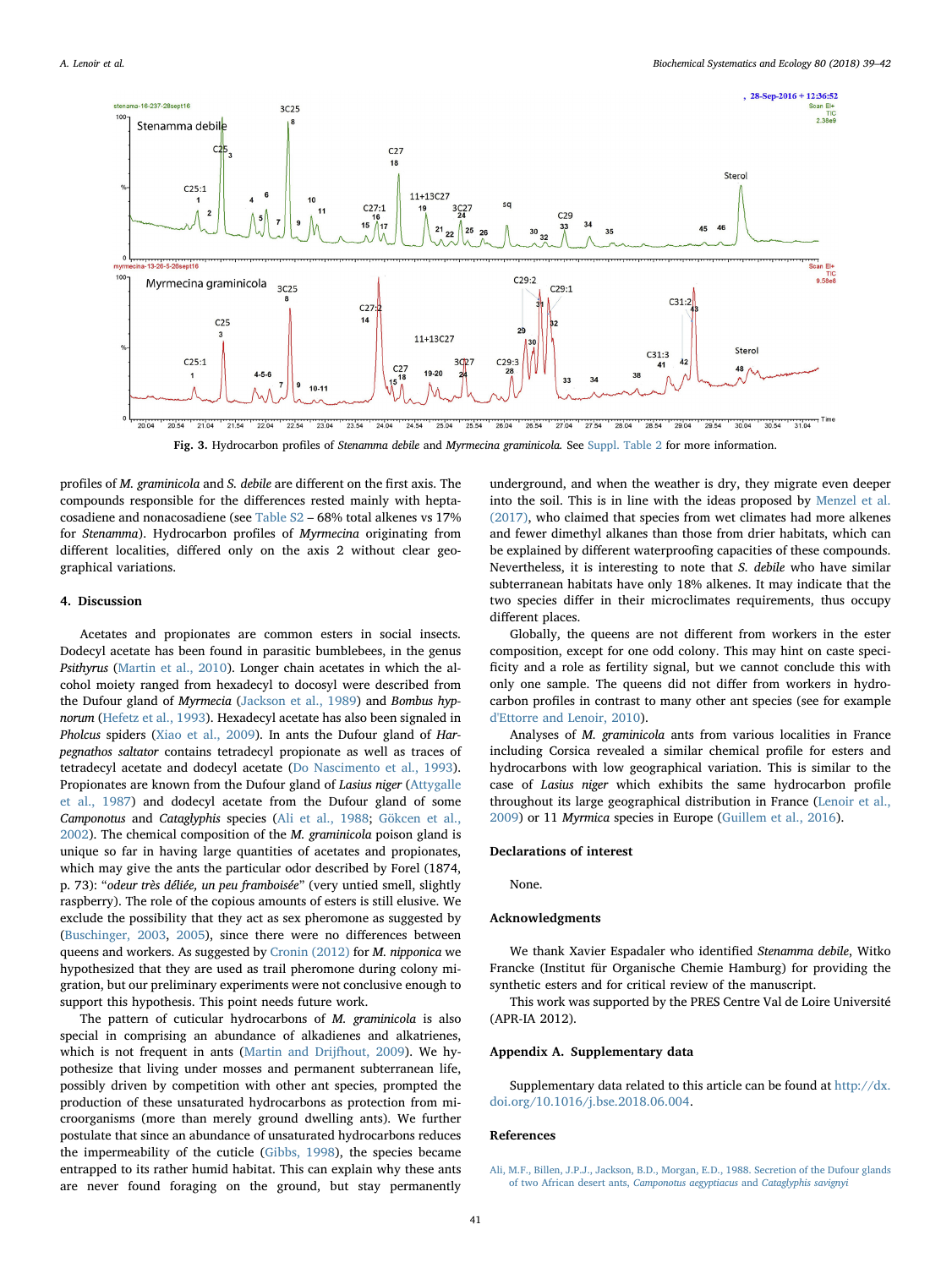Fig. 3. Hydrocarbon profiles of *Stenamma debile* and *Myrmecina graminicola*. See Suppl. Table 2 for more information.

profiles of *M. graminicola* and *S. debile* are different on the first axis. The compounds responsible for the differences rested mainly with heptacosadiene and nonacosadiene (see Table S2 – 68% total alkenes vs 17% for *Stenamma*). Hydrocarbon profiles of *Myrmecina* originating from different localities, differed only on the axis 2 without clear geographical variations.

## 4. Discussion

Acetates and propionates are common esters in social insects. Dodecyl acetate has been found in parasitic bumblebees, in the genus *Psithyrus* (Martin et al., 2010). Longer chain acetates in which the alcohol moiety ranged from hexadecyl to docosyl were described from the Dufour gland of *Myrmecia* (Jackson et al., 1989) and *Bombus hypnorum* (Hefetz et al., 1993). Hexadecyl acetate has also been signaled in *Pholcus* spiders (Xiao et al., 2009). In ants the Dufour gland of *Harpegnathos saltator* contains tetradecyl propionate as well as traces of tetradecyl acetate and dodecyl acetate (Do Nascimento et al., 1993). Propionates are known from the Dufour gland of *Lasius niger* (Attygalle et al., 1987) and dodecyl acetate from the Dufour gland of some *Camponotus* and *Cataglyphis* species (Ali et al., 1988; Gökcen et al., 2002). The chemical composition of the *M. graminicola* poison gland is unique so far in having large quantities of acetates and propionates, which may give the ants the particular odor described by Forel (1874, p. 73): "*odeur très déliée, un peu framboisée*" (very untied smell, slightly raspberry). The role of the copious amounts of esters is still elusive. We exclude the possibility that they act as sex pheromone as suggested by (Buschinger, 2003, 2005), since there were no differences between queens and workers. As suggested by Cronin (2012) for *M. nipponica* we hypothesized that they are used as trail pheromone during colony migration, but our preliminary experiments were not conclusive enough to support this hypothesis. This point needs future work.

The pattern of cuticular hydrocarbons of *M. graminicola* is also special in comprising an abundance of alkadienes and alkatrienes, which is not frequent in ants (Martin and Drijfhout, 2009). We hypothesize that living under mosses and permanent subterranean life, possibly driven by competition with other ant species, prompted the production of these unsaturated hydrocarbons as protection from microorganisms (more than merely ground dwelling ants). We further postulate that since an abundance of unsaturated hydrocarbons reduces the impermeability of the cuticle (Gibbs, 1998), the species became entrapped to its rather humid habitat. This can explain why these ants are never found foraging on the ground, but stay permanently underground, and when the weather is dry, they migrate even deeper into the soil. This is in line with the ideas proposed by Menzel et al. (2017), who claimed that species from wet climates had more alkenes and fewer dimethyl alkanes than those from drier habitats, which can be explained by different waterproofing capacities of these compounds. Nevertheless, it is interesting to note that *S. debile* who have similar subterranean habitats have only 18% alkenes. It may indicate that the two species differ in their microclimates requirements, thus occupy different places.

Globally, the queens are not different from workers in the ester composition, except for one odd colony. This may hint on caste specificity and a role as fertility signal, but we cannot conclude this with only one sample. The queens did not differ from workers in hydrocarbon profiles in contrast to many other ant species (see for example d'Ettorre and Lenoir, 2010).

Analyses of *M. graminicola* ants from various localities in France including Corsica revealed a similar chemical profile for esters and hydrocarbons with low geographical variation. This is similar to the case of *Lasius niger* which exhibits the same hydrocarbon profile throughout its large geographical distribution in France (Lenoir et al., 2009) or 11 *Myrmica* species in Europe (Guillem et al., 2016).

## Declarations of interest

None.

## Acknowledgments

We thank Xavier Espadaler who identified *Stenamma debile*, Witko Francke (Institut für Organische Chemie Hamburg) for providing the synthetic esters and for critical review of the manuscript.

This work was supported by the PRES Centre Val de Loire Université (APR-IA 2012).

## Appendix A. Supplementary data

Supplementary data related to this article can be found at http://dx.doi.org/10.1016/j.bse.2018.06.004.

## References

Ali, M.F., Billen, J.P.J., Jackson, B.D., Morgan, E.D., 1988. Secretion of the Dufour glands of two African desert ants, *Camponotus aegyptiacus* and *Cataglyphis savignyi*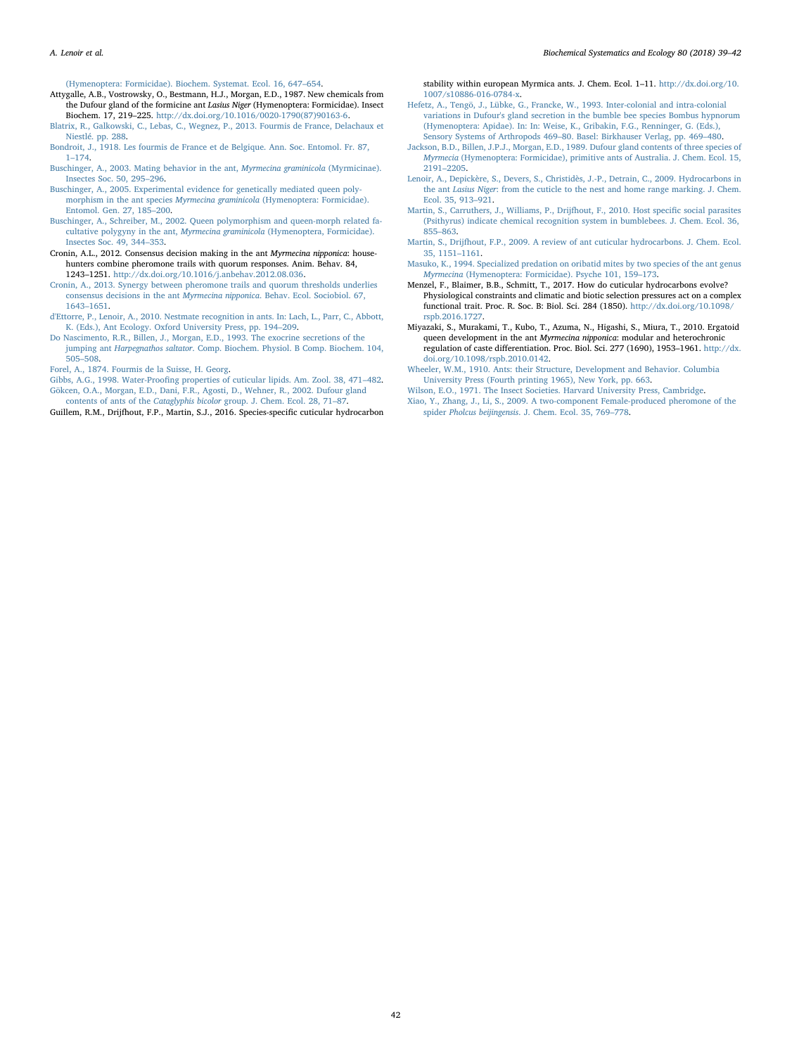(Hymenoptera: Formicidae). Biochem. Systemat. Ecol. 16, 647–654.

Attygalle, A.B., Vostrowsky, O., Bestmann, H.J., Morgan, E.D., 1987. New chemicals from the Dufour gland of the formicine ant *Lasius Niger* (Hymenoptera: Formicidae). Insect Biochem. 17, 219–225. http://dx.doi.org/10.1016/0020-1790(87)90163-6.

Blatrix, R., Galkowski, C., Lebas, C., Wegnez, P., 2013. Fourmis de France, Delachaux et Niestlé. pp. 288.

Bondroit, J., 1918. Les fourmis de France et de Belgique. Ann. Soc. Entomol. Fr. 87, 1–174.

Buschinger, A., 2003. Mating behavior in the ant, *Myrmecina graminicola* (Myrmicinae). Insectes Soc. 50, 295–296.

Buschinger, A., 2005. Experimental evidence for genetically mediated queen polymorphism in the ant species *Myrmecina graminicola* (Hymenoptera: Formicidae). Entomol. Gen. 27, 185–200.

Buschinger, A., Schreiber, M., 2002. Queen polymorphism and queen-morph related facultative polygyny in the ant, *Myrmecina graminicola* (Hymenoptera, Formicidae). Insectes Soc. 49, 344–353.

Cronin, A.L., 2012. Consensus decision making in the ant *Myrmecina nipponica*: house-hunters combine pheromone trails with quorum responses. Anim. Behav. 84, 1243–1251. http://dx.doi.org/10.1016/j.anbehav.2012.08.036.

Cronin, A., 2013. Synergy between pheromone trails and quorum thresholds underlies consensus decisions in the ant *Myrmecina nipponica*. Behav. Ecol. Sociobiol. 67, 1643–1651.

d'Ettorre, P., Lenoir, A., 2010. Nestmate recognition in ants. In: Lach, L., Parr, C., Abbott, K. (Eds.), Ant Ecology. Oxford University Press, pp. 194–209.

Do Nascimento, R.R., Billen, J., Morgan, E.D., 1993. The exocrine secretions of the jumping ant *Harpegnathos saltator*. Comp. Biochem. Physiol. B Comp. Biochem. 104, 505–508.

Forel, A., 1874. Fourmis de la Suisse, H. Georg.

Gibbs, A.G., 1998. Water-Proofing properties of cuticular lipids. Am. Zool. 38, 471–482.

Gökcen, O.A., Morgan, E.D., Dani, F.R., Agosti, D., Wehner, R., 2002. Dufour gland contents of ants of the *Cataglyphis bicolor* group. J. Chem. Ecol. 28, 71–87.

Guillem, R.M., Drijfhout, F.P., Martin, S.J., 2016. Species-specific cuticular hydrocarbon stability within european Myrmica ants. J. Chem. Ecol. 1–11. http://dx.doi.org/10.1007/s10886-016-0784-x.

Hefetz, A., Tengö, J., Lübke, G., Francke, W., 1993. Inter-colonial and intra-colonial variations in Dufour's gland secretion in the bumble bee species Bombus hypnorum (Hymenoptera: Apidae). In: In: Weise, K., Gribakin, F.G., Renninger, G. (Eds.), Sensory Systems of Arthropods 469–80. Basel: Birkhauser Verlag, pp. 469–480.

Jackson, B.D., Billen, J.P.J., Morgan, E.D., 1989. Dufour gland contents of three species of *Myrmecia* (Hymenoptera: Formicidae), primitive ants of Australia. J. Chem. Ecol. 15, 2191–2205.

Lenoir, A., Depickère, S., Devers, S., Christidès, J.-P., Detrain, C., 2009. Hydrocarbons in the ant *Lasius Niger*: from the cuticle to the nest and home range marking. J. Chem. Ecol. 35, 913–921.

Martin, S., Carruthers, J., Williams, P., Drijfhout, F., 2010. Host specific social parasites (Psithyrus) indicate chemical recognition system in bumblebees. J. Chem. Ecol. 36, 855–863.

Martin, S., Drijfhout, F.P., 2009. A review of ant cuticular hydrocarbons. J. Chem. Ecol. 35, 1151–1161.

Masuko, K., 1994. Specialized predation on oribatid mites by two species of the ant genus *Myrmecina* (Hymenoptera: Formicidae). Psyche 101, 159–173.

Menzel, F., Blaimer, B.B., Schmitt, T., 2017. How do cuticular hydrocarbons evolve? Physiological constraints and climatic and biotic selection pressures act on a complex functional trait. Proc. R. Soc. B: Biol. Sci. 284 (1850). http://dx.doi.org/10.1098/rspb.2016.1727.

Miyazaki, S., Murakami, T., Kubo, T., Azuma, N., Higashi, S., Miura, T., 2010. Ergatoid queen development in the ant *Myrmecina nipponica*: modular and heterochronic regulation of caste differentiation. Proc. Biol. Sci. 277 (1690), 1953–1961. http://dx.doi.org/10.1098/rspb.2010.0142.

Wheeler, W.M., 1910. Ants: their Structure, Development and Behavior. Columbia University Press (Fourth printing 1965), New York, pp. 663.

Wilson, E.O., 1971. The Insect Societies. Harvard University Press, Cambridge.

Xiao, Y., Zhang, J., Li, S., 2009. A two-component Female-produced pheromone of the spider *Pholcus beijingensis*. J. Chem. Ecol. 35, 769–778.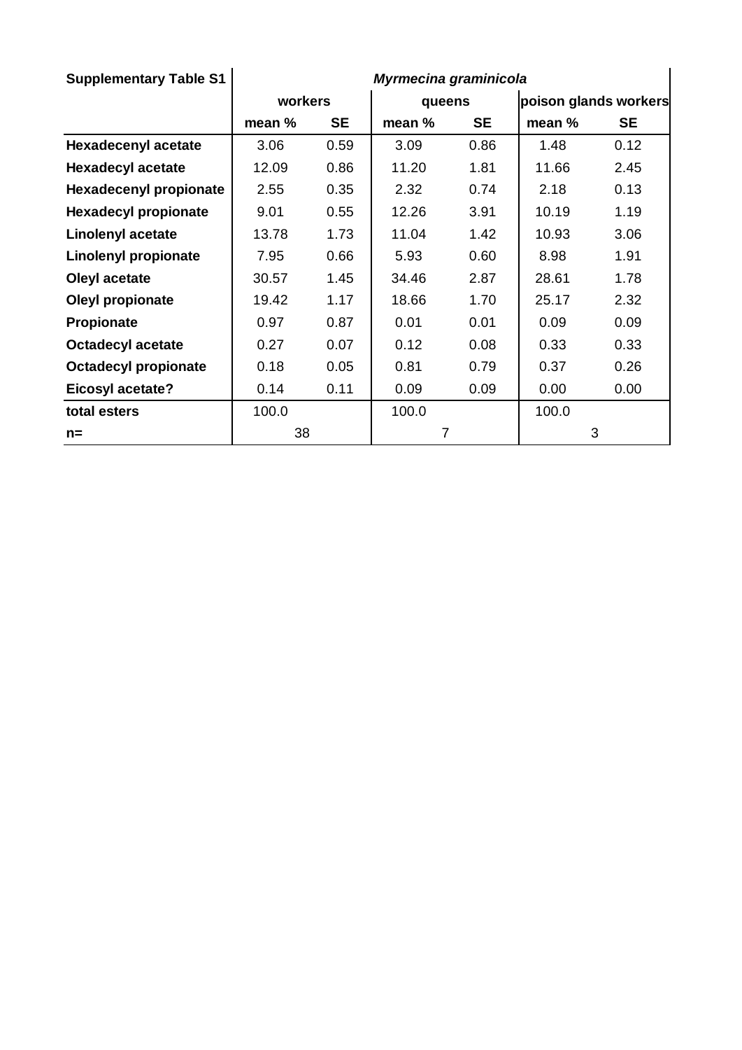| Supplementary Table S1 | *Myrmecina graminicola* | | | | | |
|---|---|---|---|---|---|---|
| | workers | | queens | | poison glands workers | |
| | mean % | SE | mean % | SE | mean % | SE |
| **Hexadecenyl acetate** | 3.06 | 0.59 | 3.09 | 0.86 | 1.48 | 0.12 |
| **Hexadecyl acetate** | 12.09 | 0.86 | 11.20 | 1.81 | 11.66 | 2.45 |
| **Hexadecenyl propionate** | 2.55 | 0.35 | 2.32 | 0.74 | 2.18 | 0.13 |
| **Hexadecyl propionate** | 9.01 | 0.55 | 12.26 | 3.91 | 10.19 | 1.19 |
| **Linolenyl acetate** | 13.78 | 1.73 | 11.04 | 1.42 | 10.93 | 3.06 |
| **Linolenyl propionate** | 7.95 | 0.66 | 5.93 | 0.60 | 8.98 | 1.91 |
| **Oleyl acetate** | 30.57 | 1.45 | 34.46 | 2.87 | 28.61 | 1.78 |
| **Oleyl propionate** | 19.42 | 1.17 | 18.66 | 1.70 | 25.17 | 2.32 |
| **Propionate** | 0.97 | 0.87 | 0.01 | 0.01 | 0.09 | 0.09 |
| **Octadecyl acetate** | 0.27 | 0.07 | 0.12 | 0.08 | 0.33 | 0.33 |
| **Octadecyl propionate** | 0.18 | 0.05 | 0.81 | 0.79 | 0.37 | 0.26 |
| **Eicosyl acetate?** | 0.14 | 0.11 | 0.09 | 0.09 | 0.00 | 0.00 |
| **total esters** | 100.0 | | 100.0 | | 100.0 | |
| **n=** | 38 | | 7 | | 3 | |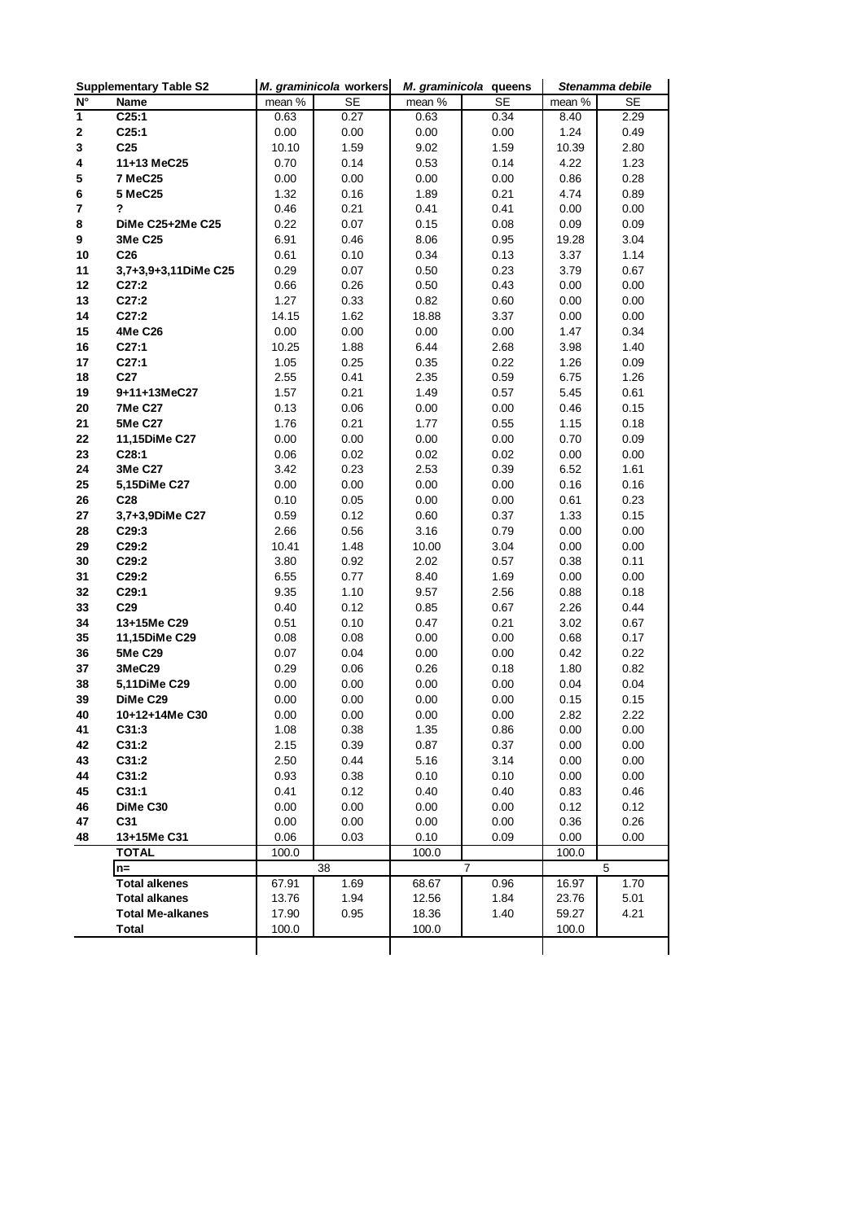| Supplementary Table S2 | | *M. graminicola* workers | | *M. graminicola* queens | | *Stenamma debile* | |
|---|---|---|---|---|---|---|---|
| N° | Name | mean % | SE | mean % | SE | mean % | SE |
| 1 | C25:1 | 0.63 | 0.27 | 0.63 | 0.34 | 8.40 | 2.29 |
| 2 | C25:1 | 0.00 | 0.00 | 0.00 | 0.00 | 1.24 | 0.49 |
| 3 | C25 | 10.10 | 1.59 | 9.02 | 1.59 | 10.39 | 2.80 |
| 4 | 11+13 MeC25 | 0.70 | 0.14 | 0.53 | 0.14 | 4.22 | 1.23 |
| 5 | 7 MeC25 | 0.00 | 0.00 | 0.00 | 0.00 | 0.86 | 0.28 |
| 6 | 5 MeC25 | 1.32 | 0.16 | 1.89 | 0.21 | 4.74 | 0.89 |
| 7 | ? | 0.46 | 0.21 | 0.41 | 0.41 | 0.00 | 0.00 |
| 8 | DiMe C25+2Me C25 | 0.22 | 0.07 | 0.15 | 0.08 | 0.09 | 0.09 |
| 9 | 3Me C25 | 6.91 | 0.46 | 8.06 | 0.95 | 19.28 | 3.04 |
| 10 | C26 | 0.61 | 0.10 | 0.34 | 0.13 | 3.37 | 1.14 |
| 11 | 3,7+3,9+3,11DiMe C25 | 0.29 | 0.07 | 0.50 | 0.23 | 3.79 | 0.67 |
| 12 | C27:2 | 0.66 | 0.26 | 0.50 | 0.43 | 0.00 | 0.00 |
| 13 | C27:2 | 1.27 | 0.33 | 0.82 | 0.60 | 0.00 | 0.00 |
| 14 | C27:2 | 14.15 | 1.62 | 18.88 | 3.37 | 0.00 | 0.00 |
| 15 | 4Me C26 | 0.00 | 0.00 | 0.00 | 0.00 | 1.47 | 0.34 |
| 16 | C27:1 | 10.25 | 1.88 | 6.44 | 2.68 | 3.98 | 1.40 |
| 17 | C27:1 | 1.05 | 0.25 | 0.35 | 0.22 | 1.26 | 0.09 |
| 18 | C27 | 2.55 | 0.41 | 2.35 | 0.59 | 6.75 | 1.26 |
| 19 | 9+11+13MeC27 | 1.57 | 0.21 | 1.49 | 0.57 | 5.45 | 0.61 |
| 20 | 7Me C27 | 0.13 | 0.06 | 0.00 | 0.00 | 0.46 | 0.15 |
| 21 | 5Me C27 | 1.76 | 0.21 | 1.77 | 0.55 | 1.15 | 0.18 |
| 22 | 11,15DiMe C27 | 0.00 | 0.00 | 0.00 | 0.00 | 0.70 | 0.09 |
| 23 | C28:1 | 0.06 | 0.02 | 0.02 | 0.02 | 0.00 | 0.00 |
| 24 | 3Me C27 | 3.42 | 0.23 | 2.53 | 0.39 | 6.52 | 1.61 |
| 25 | 5,15DiMe C27 | 0.00 | 0.00 | 0.00 | 0.00 | 0.16 | 0.16 |
| 26 | C28 | 0.10 | 0.05 | 0.00 | 0.00 | 0.61 | 0.23 |
| 27 | 3,7+3,9DiMe C27 | 0.59 | 0.12 | 0.60 | 0.37 | 1.33 | 0.15 |
| 28 | C29:3 | 2.66 | 0.56 | 3.16 | 0.79 | 0.00 | 0.00 |
| 29 | C29:2 | 10.41 | 1.48 | 10.00 | 3.04 | 0.00 | 0.00 |
| 30 | C29:2 | 3.80 | 0.92 | 2.02 | 0.57 | 0.38 | 0.11 |
| 31 | C29:2 | 6.55 | 0.77 | 8.40 | 1.69 | 0.00 | 0.00 |
| 32 | C29:1 | 9.35 | 1.10 | 9.57 | 2.56 | 0.88 | 0.18 |
| 33 | C29 | 0.40 | 0.12 | 0.85 | 0.67 | 2.26 | 0.44 |
| 34 | 13+15Me C29 | 0.51 | 0.10 | 0.47 | 0.21 | 3.02 | 0.67 |
| 35 | 11,15DiMe C29 | 0.08 | 0.08 | 0.00 | 0.00 | 0.68 | 0.17 |
| 36 | 5Me C29 | 0.07 | 0.04 | 0.00 | 0.00 | 0.42 | 0.22 |
| 37 | 3MeC29 | 0.29 | 0.06 | 0.26 | 0.18 | 1.80 | 0.82 |
| 38 | 5,11DiMe C29 | 0.00 | 0.00 | 0.00 | 0.00 | 0.04 | 0.04 |
| 39 | DiMe C29 | 0.00 | 0.00 | 0.00 | 0.00 | 0.15 | 0.15 |
| 40 | 10+12+14Me C30 | 0.00 | 0.00 | 0.00 | 0.00 | 2.82 | 2.22 |
| 41 | C31:3 | 1.08 | 0.38 | 1.35 | 0.86 | 0.00 | 0.00 |
| 42 | C31:2 | 2.15 | 0.39 | 0.87 | 0.37 | 0.00 | 0.00 |
| 43 | C31:2 | 2.50 | 0.44 | 5.16 | 3.14 | 0.00 | 0.00 |
| 44 | C31:2 | 0.93 | 0.38 | 0.10 | 0.10 | 0.00 | 0.00 |
| 45 | C31:1 | 0.41 | 0.12 | 0.40 | 0.40 | 0.83 | 0.46 |
| 46 | DiMe C30 | 0.00 | 0.00 | 0.00 | 0.00 | 0.12 | 0.12 |
| 47 | C31 | 0.00 | 0.00 | 0.00 | 0.00 | 0.36 | 0.26 |
| 48 | 13+15Me C31 | 0.06 | 0.03 | 0.10 | 0.09 | 0.00 | 0.00 |
| | TOTAL | 100.0 | | 100.0 | | 100.0 | |
| | n= | 38 | | 7 | | 5 | |
| | Total alkenes | 67.91 | 1.69 | 68.67 | 0.96 | 16.97 | 1.70 |
| | Total alkanes | 13.76 | 1.94 | 12.56 | 1.84 | 23.76 | 5.01 |
| | Total Me-alkanes | 17.90 | 0.95 | 18.36 | 1.40 | 59.27 | 4.21 |
| | Total | 100.0 | | 100.0 | | 100.0 | |